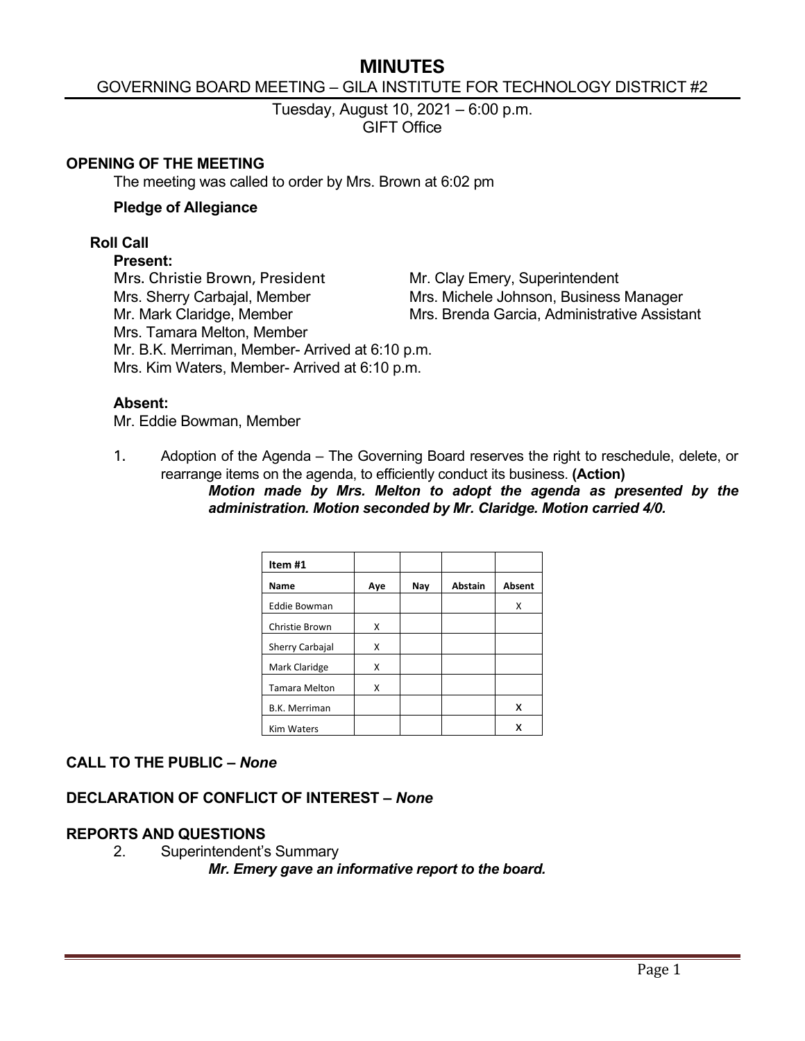# MINUTES

## GOVERNING BOARD MEETING – GILA INSTITUTE FOR TECHNOLOGY DISTRICT #2

Tuesday, August 10, 2021 – 6:00 p.m.
GIFT Office

### OPENING OF THE MEETING

The meeting was called to order by Mrs. Brown at 6:02 pm

**Pledge of Allegiance**

**Roll Call**

**Present:**

Mrs. Christie Brown, President
Mrs. Sherry Carbajal, Member
Mr. Mark Claridge, Member
Mrs. Tamara Melton, Member
Mr. B.K. Merriman, Member- Arrived at 6:10 p.m.
Mrs. Kim Waters, Member- Arrived at 6:10 p.m.

Mr. Clay Emery, Superintendent
Mrs. Michele Johnson, Business Manager
Mrs. Brenda Garcia, Administrative Assistant

**Absent:**

Mr. Eddie Bowman, Member

1. Adoption of the Agenda – The Governing Board reserves the right to reschedule, delete, or rearrange items on the agenda, to efficiently conduct its business. **(Action)**

   ***Motion made by Mrs. Melton to adopt the agenda as presented by the administration. Motion seconded by Mr. Claridge. Motion carried 4/0.***

| Item #1 | | | | |
|---|---|---|---|---|
| **Name** | **Aye** | **Nay** | **Abstain** | **Absent** |
| Eddie Bowman | | | | X |
| Christie Brown | X | | | |
| Sherry Carbajal | X | | | |
| Mark Claridge | X | | | |
| Tamara Melton | X | | | |
| B.K. Merriman | | | | X |
| Kim Waters | | | | X |

### CALL TO THE PUBLIC – *None*

### DECLARATION OF CONFLICT OF INTEREST – *None*

### REPORTS AND QUESTIONS

2. Superintendent's Summary

   ***Mr. Emery gave an informative report to the board.***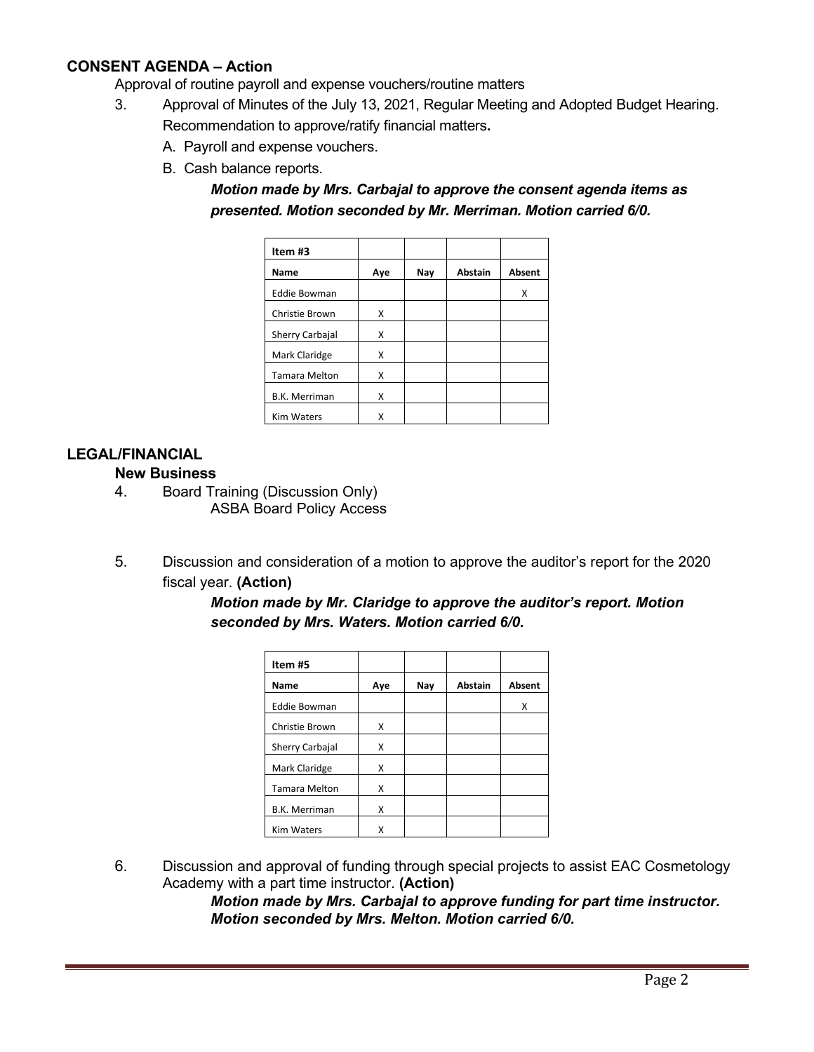## CONSENT AGENDA – Action

Approval of routine payroll and expense vouchers/routine matters

3. Approval of Minutes of the July 13, 2021, Regular Meeting and Adopted Budget Hearing. Recommendation to approve/ratify financial matters**.**
   A. Payroll and expense vouchers.
   B. Cash balance reports.

   ***Motion made by Mrs. Carbajal to approve the consent agenda items as presented. Motion seconded by Mr. Merriman. Motion carried 6/0.***

| Item #3 | | | | |
|---|---|---|---|---|
| **Name** | **Aye** | **Nay** | **Abstain** | **Absent** |
| Eddie Bowman | | | | X |
| Christie Brown | X | | | |
| Sherry Carbajal | X | | | |
| Mark Claridge | X | | | |
| Tamara Melton | X | | | |
| B.K. Merriman | X | | | |
| Kim Waters | X | | | |

## LEGAL/FINANCIAL

### New Business

4. Board Training (Discussion Only)
   ASBA Board Policy Access

5. Discussion and consideration of a motion to approve the auditor's report for the 2020 fiscal year. **(Action)**

   ***Motion made by Mr. Claridge to approve the auditor's report. Motion seconded by Mrs. Waters. Motion carried 6/0.***

| Item #5 | | | | |
|---|---|---|---|---|
| **Name** | **Aye** | **Nay** | **Abstain** | **Absent** |
| Eddie Bowman | | | | X |
| Christie Brown | X | | | |
| Sherry Carbajal | X | | | |
| Mark Claridge | X | | | |
| Tamara Melton | X | | | |
| B.K. Merriman | X | | | |
| Kim Waters | X | | | |

6. Discussion and approval of funding through special projects to assist EAC Cosmetology Academy with a part time instructor. **(Action)**

   ***Motion made by Mrs. Carbajal to approve funding for part time instructor. Motion seconded by Mrs. Melton. Motion carried 6/0.***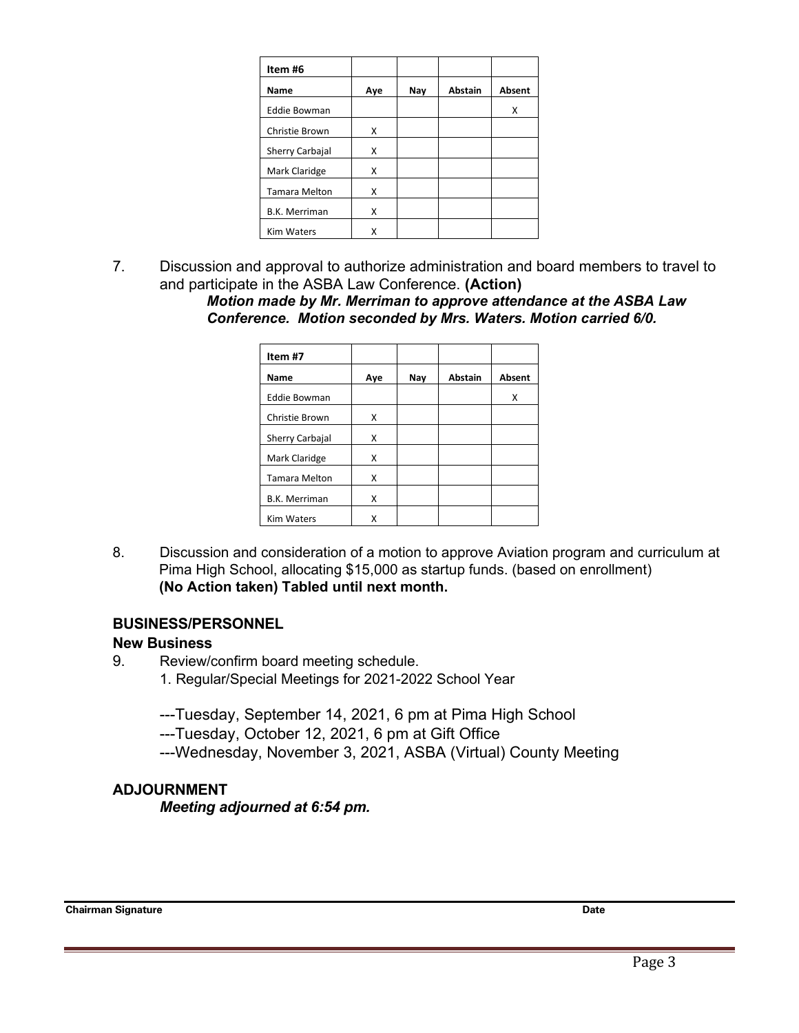| Item #6 | | | | |
|---|---|---|---|---|
| **Name** | **Aye** | **Nay** | **Abstain** | **Absent** |
| Eddie Bowman | | | | X |
| Christie Brown | X | | | |
| Sherry Carbajal | X | | | |
| Mark Claridge | X | | | |
| Tamara Melton | X | | | |
| B.K. Merriman | X | | | |
| Kim Waters | X | | | |

7. Discussion and approval to authorize administration and board members to travel to and participate in the ASBA Law Conference. **(Action)**

   ***Motion made by Mr. Merriman to approve attendance at the ASBA Law Conference. Motion seconded by Mrs. Waters. Motion carried 6/0.***

| Item #7 | | | | |
|---|---|---|---|---|
| **Name** | **Aye** | **Nay** | **Abstain** | **Absent** |
| Eddie Bowman | | | | X |
| Christie Brown | X | | | |
| Sherry Carbajal | X | | | |
| Mark Claridge | X | | | |
| Tamara Melton | X | | | |
| B.K. Merriman | X | | | |
| Kim Waters | X | | | |

8. Discussion and consideration of a motion to approve Aviation program and curriculum at Pima High School, allocating $15,000 as startup funds. (based on enrollment)
   **(No Action taken) Tabled until next month.**

## BUSINESS/PERSONNEL

### New Business

9. Review/confirm board meeting schedule.
   1. Regular/Special Meetings for 2021-2022 School Year

   ---Tuesday, September 14, 2021, 6 pm at Pima High School
   ---Tuesday, October 12, 2021, 6 pm at Gift Office
   ---Wednesday, November 3, 2021, ASBA (Virtual) County Meeting

## ADJOURNMENT

***Meeting adjourned at 6:54 pm.***

**Chairman Signature** **Date**